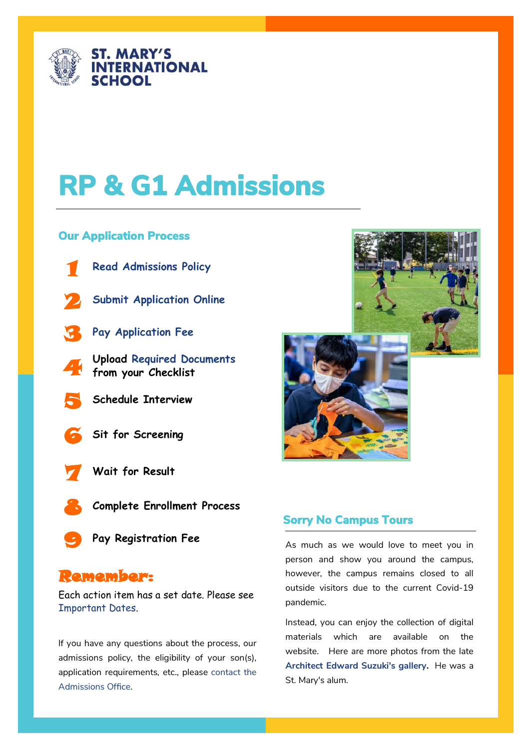ST. MARY'S INTERNATIONAL SCHOOL

# RP & G1 Admissions

## Our Application Process

1. Read Admissions Policy
2. Submit Application Online
3. Pay Application Fee
4. Upload Required Documents from your Checklist
5. Schedule Interview
6. Sit for Screening
7. Wait for Result
8. Complete Enrollment Process
9. Pay Registration Fee

### Remember:

Each action item has a set date. Please see Important Dates.

If you have any questions about the process, our admissions policy, the eligibility of your son(s), application requirements, etc., please contact the Admissions Office.

## Sorry No Campus Tours

As much as we would love to meet you in person and show you around the campus, however, the campus remains closed to all outside visitors due to the current Covid-19 pandemic.

Instead, you can enjoy the collection of digital materials which are available on the website. Here are more photos from the late **Architect Edward Suzuki's gallery.** He was a St. Mary's alum.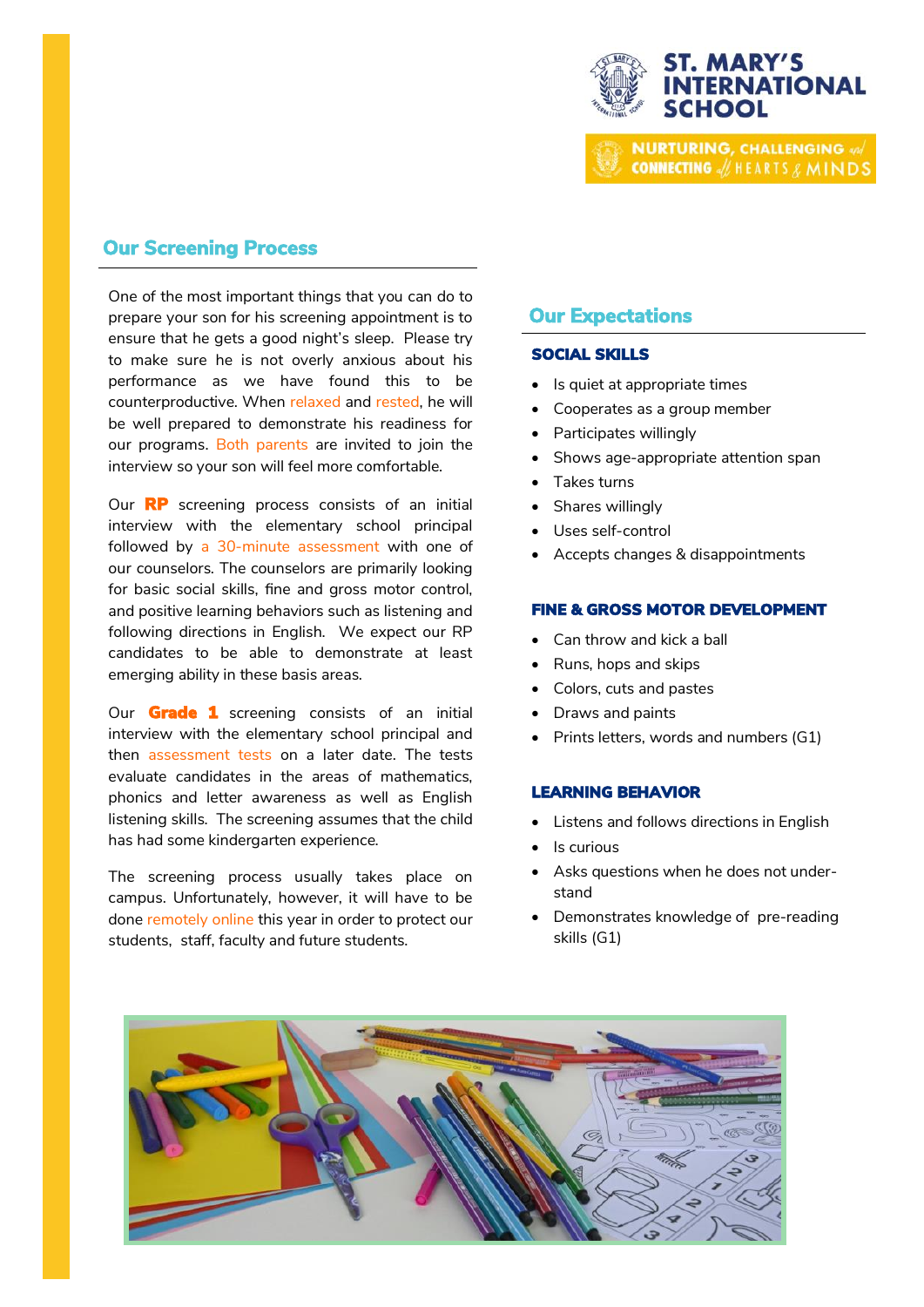ST. MARY'S INTERNATIONAL SCHOOL

NURTURING, CHALLENGING and CONNECTING all HEARTS & MINDS

## Our Screening Process

One of the most important things that you can do to prepare your son for his screening appointment is to ensure that he gets a good night's sleep. Please try to make sure he is not overly anxious about his performance as we have found this to be counterproductive. When relaxed and rested, he will be well prepared to demonstrate his readiness for our programs. Both parents are invited to join the interview so your son will feel more comfortable.

Our **RP** screening process consists of an initial interview with the elementary school principal followed by a 30-minute assessment with one of our counselors. The counselors are primarily looking for basic social skills, fine and gross motor control, and positive learning behaviors such as listening and following directions in English. We expect our RP candidates to be able to demonstrate at least emerging ability in these basis areas.

Our **Grade 1** screening consists of an initial interview with the elementary school principal and then assessment tests on a later date. The tests evaluate candidates in the areas of mathematics, phonics and letter awareness as well as English listening skills. The screening assumes that the child has had some kindergarten experience.

The screening process usually takes place on campus. Unfortunately, however, it will have to be done remotely online this year in order to protect our students, staff, faculty and future students.

## Our Expectations

### SOCIAL SKILLS

- Is quiet at appropriate times
- Cooperates as a group member
- Participates willingly
- Shows age-appropriate attention span
- Takes turns
- Shares willingly
- Uses self-control
- Accepts changes & disappointments

### FINE & GROSS MOTOR DEVELOPMENT

- Can throw and kick a ball
- Runs, hops and skips
- Colors, cuts and pastes
- Draws and paints
- Prints letters, words and numbers (G1)

### LEARNING BEHAVIOR

- Listens and follows directions in English
- Is curious
- Asks questions when he does not understand
- Demonstrates knowledge of pre-reading skills (G1)